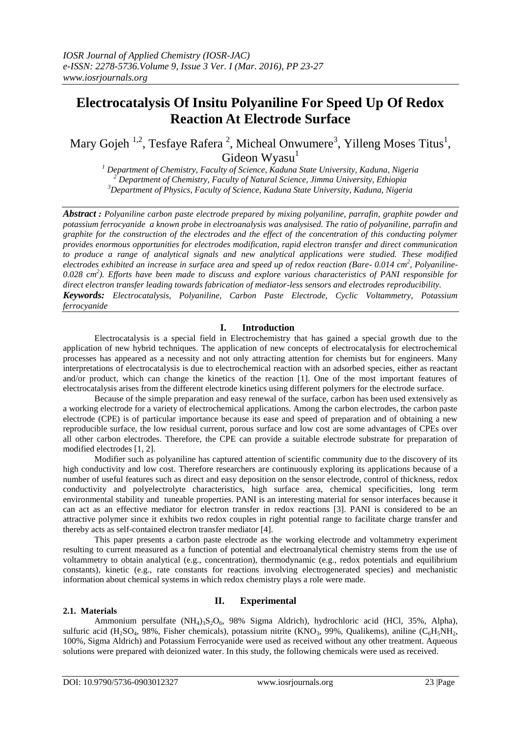*IOSR Journal of Applied Chemistry (IOSR-JAC)*
*e-ISSN: 2278-5736.Volume 9, Issue 3 Ver. I (Mar. 2016), PP 23-27*
*www.iosrjournals.org*

# Electrocatalysis Of Insitu Polyaniline For Speed Up Of Redox Reaction At Electrode Surface

Mary Gojeh [1,2], Tesfaye Rafera [2], Micheal Onwumere[3], Yilleng Moses Titus[1], Gideon Wyasu[1]

[1] *Department of Chemistry, Faculty of Science, Kaduna State University, Kaduna, Nigeria*
[2] *Department of Chemistry, Faculty of Natural Science, Jimma University, Ethiopia*
[3] *Department of Physics, Faculty of Science, Kaduna State University, Kaduna, Nigeria*

***Abstract :*** *Polyaniline carbon paste electrode prepared by mixing polyaniline, parrafin, graphite powder and potassium ferrocyanide a known probe in electroanalysis was analysised. The ratio of polyaniline, parrafin and graphite for the construction of the electrodes and the effect of the concentration of this conducting polymer provides enormous opportunities for electrodes modification, rapid electron transfer and direct communication to produce a range of analytical signals and new analytical applications were studied. These modified electrodes exhibited an increase in surface area and speed up of redox reaction (Bare- 0.014 $cm^2$, Polyaniline-0.028 $cm^2$). Efforts have been made to discuss and explore various characteristics of PANI responsible for direct electron transfer leading towards fabrication of mediator-less sensors and electrodes reproducibility.*

***Keywords:*** *Electrocatalysis, Polyaniline, Carbon Paste Electrode, Cyclic Voltammetry, Potassium ferrocyanide*

## I. Introduction

Electrocatalysis is a special field in Electrochemistry that has gained a special growth due to the application of new hybrid techniques. The application of new concepts of electrocatalysis for electrochemical processes has appeared as a necessity and not only attracting attention for chemists but for engineers. Many interpretations of electrocatalysis is due to electrochemical reaction with an adsorbed species, either as reactant and/or product, which can change the kinetics of the reaction [1]. One of the most important features of electrocatalysis arises from the different electrode kinetics using different polymers for the electrode surface.

Because of the simple preparation and easy renewal of the surface, carbon has been used extensively as a working electrode for a variety of electrochemical applications. Among the carbon electrodes, the carbon paste electrode (CPE) is of particular importance because its ease and speed of preparation and of obtaining a new reproducible surface, the low residual current, porous surface and low cost are some advantages of CPEs over all other carbon electrodes. Therefore, the CPE can provide a suitable electrode substrate for preparation of modified electrodes [1, 2].

Modifier such as polyaniline has captured attention of scientific community due to the discovery of its high conductivity and low cost. Therefore researchers are continuously exploring its applications because of a number of useful features such as direct and easy deposition on the sensor electrode, control of thickness, redox conductivity and polyelectrolyte characteristics, high surface area, chemical specificities, long term environmental stability and tuneable properties. PANI is an interesting material for sensor interfaces because it can act as an effective mediator for electron transfer in redox reactions [3]. PANI is considered to be an attractive polymer since it exhibits two redox couples in right potential range to facilitate charge transfer and thereby acts as self-contained electron transfer mediator [4].

This paper presents a carbon paste electrode as the working electrode and voltammetry experiment resulting to current measured as a function of potential and electroanalytical chemistry stems from the use of voltammetry to obtain analytical (e.g., concentration), thermodynamic (e.g., redox potentials and equilibrium constants), kinetic (e.g., rate constants for reactions involving electrogenerated species) and mechanistic information about chemical systems in which redox chemistry plays a role were made.

## II. Experimental

### 2.1. Materials

Ammonium persulfate ($(NH_4)_3S_2O_6$, 98% Sigma Aldrich), hydrochloric acid (HCl, 35%, Alpha), sulfuric acid ($H_2SO_4$, 98%, Fisher chemicals), potassium nitrite ($KNO_3$, 99%, Qualikems), aniline ($C_6H_5NH_2$, 100%, Sigma Aldrich) and Potassium Ferrocyanide were used as received without any other treatment. Aqueous solutions were prepared with deionized water. In this study, the following chemicals were used as received.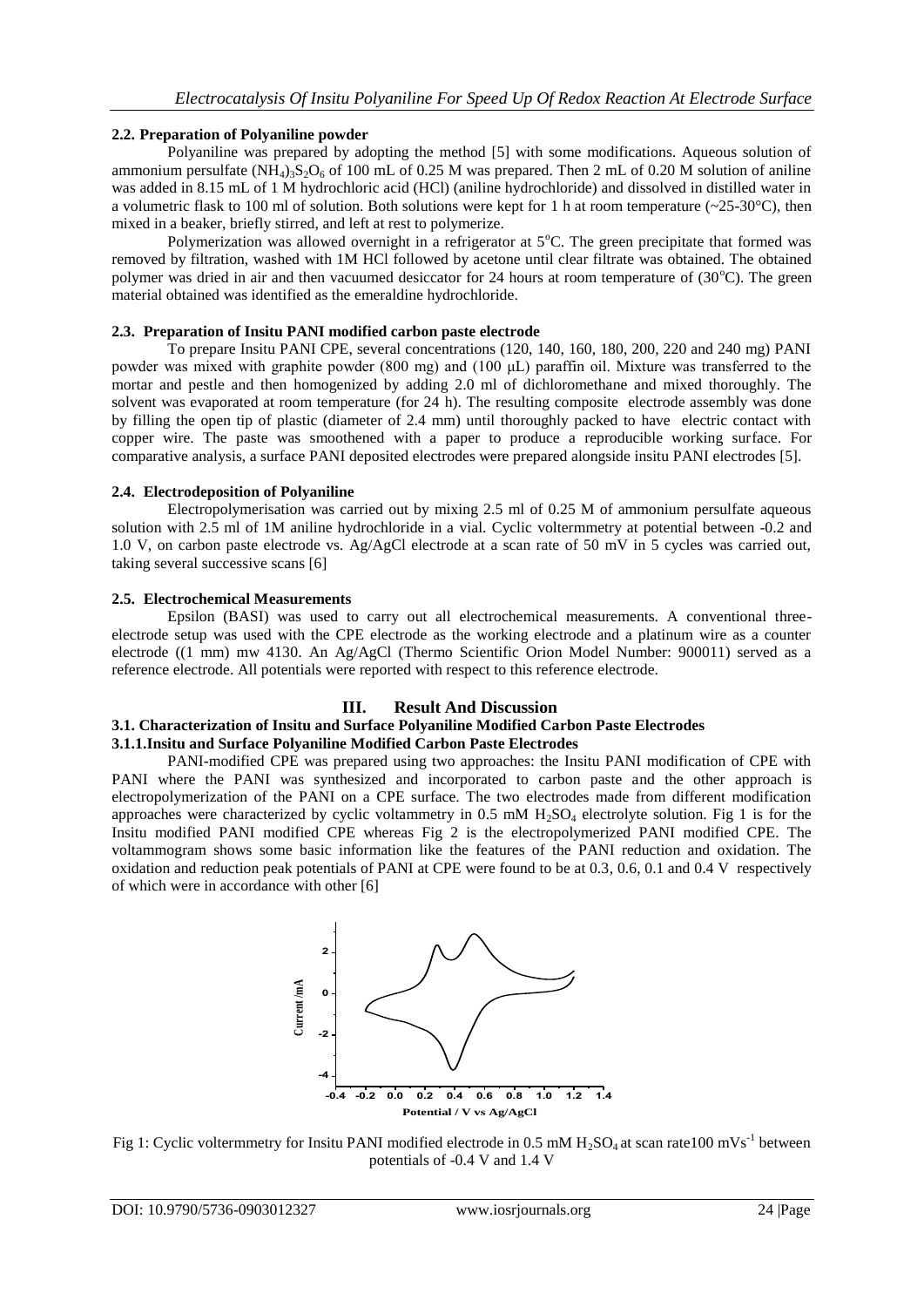### 2.2. Preparation of Polyaniline powder

Polyaniline was prepared by adopting the method [5] with some modifications. Aqueous solution of ammonium persulfate $(NH_4)_3S_2O_6$ of 100 mL of 0.25 M was prepared. Then 2 mL of 0.20 M solution of aniline was added in 8.15 mL of 1 M hydrochloric acid (HCl) (aniline hydrochloride) and dissolved in distilled water in a volumetric flask to 100 ml of solution. Both solutions were kept for 1 h at room temperature (~25-30°C), then mixed in a beaker, briefly stirred, and left at rest to polymerize.

Polymerization was allowed overnight in a refrigerator at 5°C. The green precipitate that formed was removed by filtration, washed with 1M HCl followed by acetone until clear filtrate was obtained. The obtained polymer was dried in air and then vacuumed desiccator for 24 hours at room temperature of (30°C). The green material obtained was identified as the emeraldine hydrochloride.

### 2.3. Preparation of Insitu PANI modified carbon paste electrode

To prepare Insitu PANI CPE, several concentrations (120, 140, 160, 180, 200, 220 and 240 mg) PANI powder was mixed with graphite powder (800 mg) and (100 μL) paraffin oil. Mixture was transferred to the mortar and pestle and then homogenized by adding 2.0 ml of dichloromethane and mixed thoroughly. The solvent was evaporated at room temperature (for 24 h). The resulting composite electrode assembly was done by filling the open tip of plastic (diameter of 2.4 mm) until thoroughly packed to have electric contact with copper wire. The paste was smoothened with a paper to produce a reproducible working surface. For comparative analysis, a surface PANI deposited electrodes were prepared alongside insitu PANI electrodes [5].

### 2.4. Electrodeposition of Polyaniline

Electropolymerisation was carried out by mixing 2.5 ml of 0.25 M of ammonium persulfate aqueous solution with 2.5 ml of 1M aniline hydrochloride in a vial. Cyclic voltermmetry at potential between -0.2 and 1.0 V, on carbon paste electrode vs. Ag/AgCl electrode at a scan rate of 50 mV in 5 cycles was carried out, taking several successive scans [6]

### 2.5. Electrochemical Measurements

Epsilon (BASI) was used to carry out all electrochemical measurements. A conventional three-electrode setup was used with the CPE electrode as the working electrode and a platinum wire as a counter electrode ((1 mm) mw 4130. An Ag/AgCl (Thermo Scientific Orion Model Number: 900011) served as a reference electrode. All potentials were reported with respect to this reference electrode.

## III. Result And Discussion

### 3.1. Characterization of Insitu and Surface Polyaniline Modified Carbon Paste Electrodes

#### 3.1.1. Insitu and Surface Polyaniline Modified Carbon Paste Electrodes

PANI-modified CPE was prepared using two approaches: the Insitu PANI modification of CPE with PANI where the PANI was synthesized and incorporated to carbon paste and the other approach is electropolymerization of the PANI on a CPE surface. The two electrodes made from different modification approaches were characterized by cyclic voltammetry in 0.5 mM $H_2SO_4$ electrolyte solution. Fig 1 is for the Insitu modified PANI modified CPE whereas Fig 2 is the electropolymerized PANI modified CPE. The voltammogram shows some basic information like the features of the PANI reduction and oxidation. The oxidation and reduction peak potentials of PANI at CPE were found to be at 0.3, 0.6, 0.1 and 0.4 V respectively of which were in accordance with other [6]

Fig 1: Cyclic voltermmetry for Insitu PANI modified electrode in 0.5 mM $H_2SO_4$ at scan rate100 $mVs^{-1}$ between potentials of -0.4 V and 1.4 V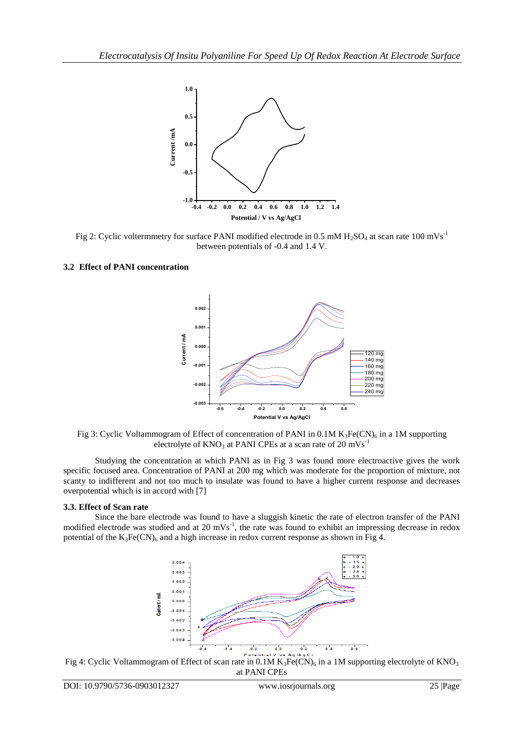Fig 2: Cyclic voltermmetry for surface PANI modified electrode in 0.5 mM $H_2SO_4$ at scan rate 100 $mVs^{-1}$ between potentials of -0.4 and 1.4 V.

### 3.2 Effect of PANI concentration

Fig 3: Cyclic Voltammogram of Effect of concentration of PANI in 0.1M $K_3Fe(CN)_6$ in a 1M supporting electrolyte of $KNO_3$ at PANI CPEs at a scan rate of 20 $mVs^{-1}$

Studying the concentration at which PANI as in Fig 3 was found more electroactive gives the work specific focused area. Concentration of PANI at 200 mg which was moderate for the proportion of mixture, not scanty to indifferent and not too much to insulate was found to have a higher current response and decreases overpotential which is in accord with [7]

### 3.3. Effect of Scan rate

Since the bare electrode was found to have a sluggish kinetic the rate of electron transfer of the PANI modified electrode was studied and at 20 $mVs^{-1}$, the rate was found to exhibit an impressing decrease in redox potential of the $K_3Fe(CN)_6$ and a high increase in redox current response as shown in Fig 4.

Fig 4: Cyclic Voltammogram of Effect of scan rate in 0.1M $K_3Fe(CN)_6$ in a 1M supporting electrolyte of $KNO_3$ at PANI CPEs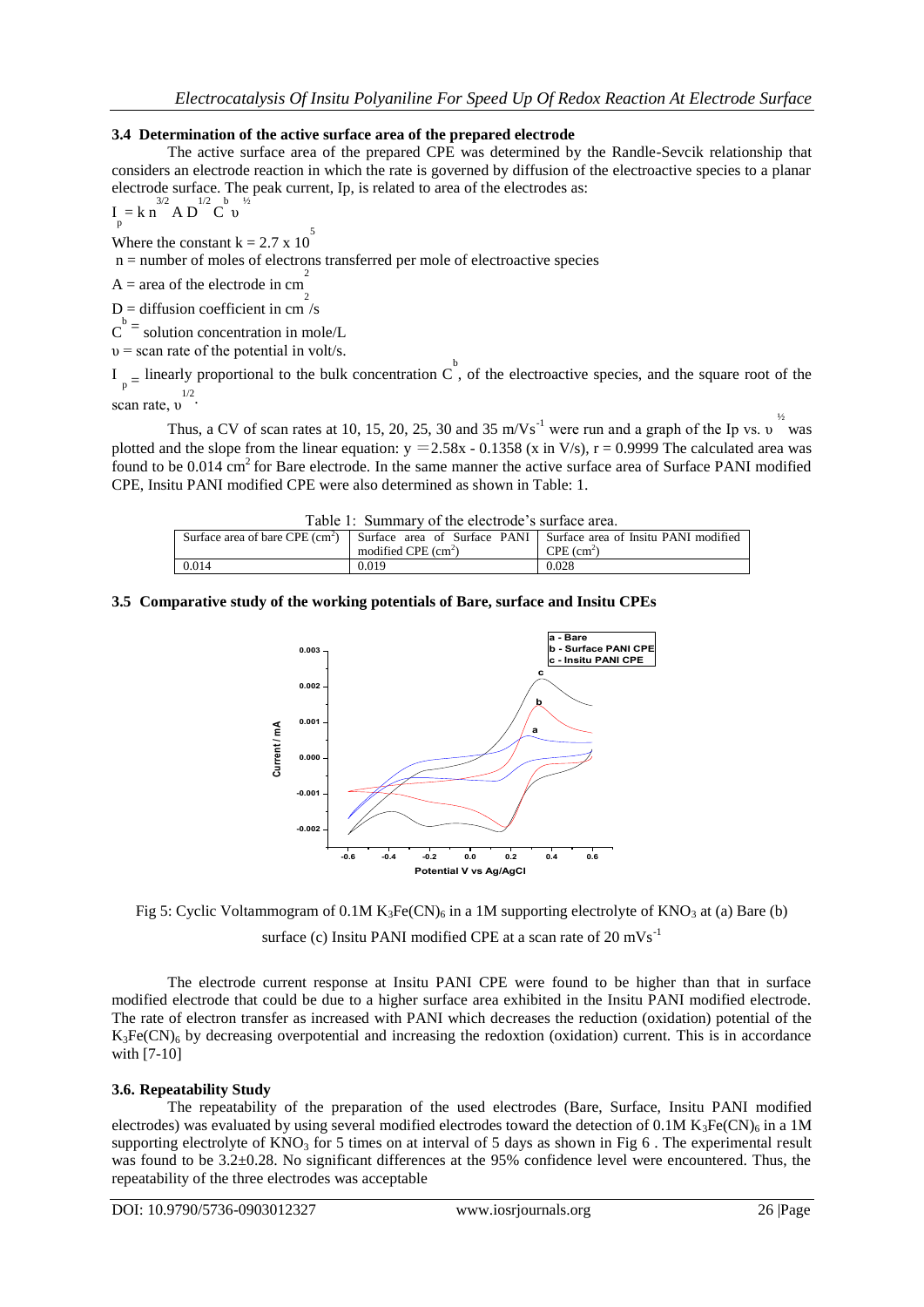### 3.4 Determination of the active surface area of the prepared electrode

The active surface area of the prepared CPE was determined by the Randle-Sevcik relationship that considers an electrode reaction in which the rate is governed by diffusion of the electroactive species to a planar electrode surface. The peak current, Ip, is related to area of the electrodes as:

$$I_p = k\, n^{3/2}\, A\, D^{1/2}\, C^b\, \upsilon^{1/2}$$

Where the constant $k = 2.7 \times 10^5$

n = number of moles of electrons transferred per mole of electroactive species

A = area of the electrode in $cm^2$

D = diffusion coefficient in $cm^2/s$

$C^b$ = solution concentration in mole/L

$\upsilon$ = scan rate of the potential in volt/s.

$I_p$ = linearly proportional to the bulk concentration $C^b$, of the electroactive species, and the square root of the scan rate, $\upsilon^{1/2}$.

Thus, a CV of scan rates at 10, 15, 20, 25, 30 and 35 $m/Vs^{-1}$ were run and a graph of the Ip vs. $\upsilon^{½}$ was plotted and the slope from the linear equation: $y = 2.58x - 0.1358$ (x in V/s), r = 0.9999 The calculated area was found to be 0.014 $cm^2$ for Bare electrode. In the same manner the active surface area of Surface PANI modified CPE, Insitu PANI modified CPE were also determined as shown in Table: 1.

Table 1: Summary of the electrode's surface area.

| Surface area of bare CPE ($cm^2$) | Surface area of Surface PANI modified CPE ($cm^2$) | Surface area of Insitu PANI modified CPE ($cm^2$) |
|---|---|---|
| 0.014 | 0.019 | 0.028 |

### 3.5 Comparative study of the working potentials of Bare, surface and Insitu CPEs

Fig 5: Cyclic Voltammogram of 0.1M $K_3Fe(CN)_6$ in a 1M supporting electrolyte of $KNO_3$ at (a) Bare (b) surface (c) Insitu PANI modified CPE at a scan rate of 20 $mVs^{-1}$

The electrode current response at Insitu PANI CPE were found to be higher than that in surface modified electrode that could be due to a higher surface area exhibited in the Insitu PANI modified electrode. The rate of electron transfer as increased with PANI which decreases the reduction (oxidation) potential of the $K_3Fe(CN)_6$ by decreasing overpotential and increasing the redoxtion (oxidation) current. This is in accordance with [7-10]

### 3.6. Repeatability Study

The repeatability of the preparation of the used electrodes (Bare, Surface, Insitu PANI modified electrodes) was evaluated by using several modified electrodes toward the detection of 0.1M $K_3Fe(CN)_6$ in a 1M supporting electrolyte of $KNO_3$ for 5 times on at interval of 5 days as shown in Fig 6 . The experimental result was found to be 3.2±0.28. No significant differences at the 95% confidence level were encountered. Thus, the repeatability of the three electrodes was acceptable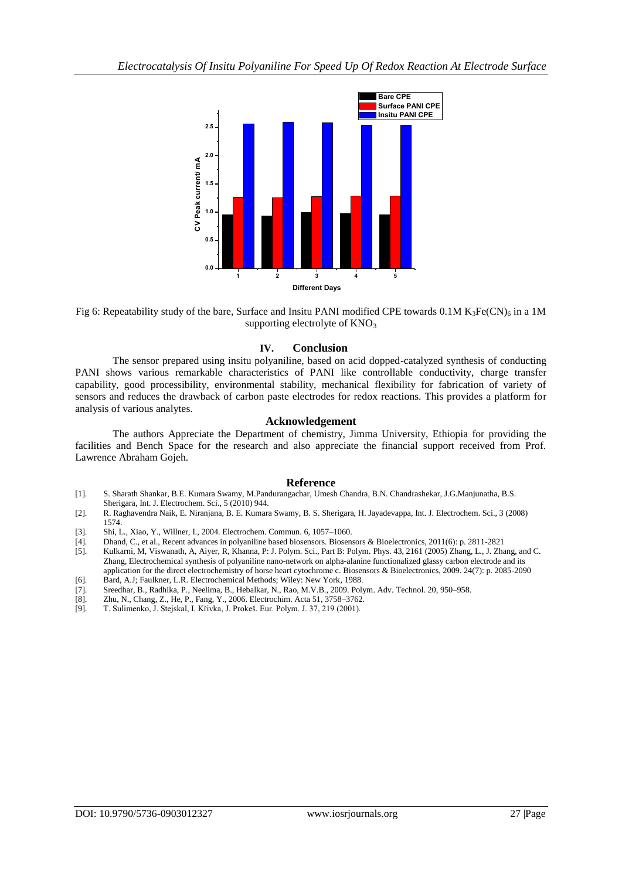Bare CPE
Surface PANI CPE
Insitu PANI CPE

CV Peak current/ mA

0.0
0.5
1.0
1.5
2.0
2.5

1
2
3
4
5

Different Days

Fig 6: Repeatability study of the bare, Surface and Insitu PANI modified CPE towards 0.1M $K_3Fe(CN)_6$ in a 1M supporting electrolyte of $KNO_3$

## IV. Conclusion

The sensor prepared using insitu polyaniline, based on acid dopped-catalyzed synthesis of conducting PANI shows various remarkable characteristics of PANI like controllable conductivity, charge transfer capability, good processibility, environmental stability, mechanical flexibility for fabrication of variety of sensors and reduces the drawback of carbon paste electrodes for redox reactions. This provides a platform for analysis of various analytes.

## Acknowledgement

The authors Appreciate the Department of chemistry, Jimma University, Ethiopia for providing the facilities and Bench Space for the research and also appreciate the financial support received from Prof. Lawrence Abraham Gojeh.

## Reference

[1]. S. Sharath Shankar, B.E. Kumara Swamy, M.Pandurangachar, Umesh Chandra, B.N. Chandrashekar, J.G.Manjunatha, B.S. Sherigara, Int. J. Electrochem. Sci., 5 (2010) 944.

[2]. R. Raghavendra Naik, E. Niranjana, B. E. Kumara Swamy, B. S. Sherigara, H. Jayadevappa, Int. J. Electrochem. Sci., 3 (2008) 1574.

[3]. Shi, L., Xiao, Y., Willner, I., 2004. Electrochem. Commun. 6, 1057–1060.

[4]. Dhand, C., et al., Recent advances in polyaniline based biosensors. Biosensors & Bioelectronics, 2011(6): p. 2811-2821

[5]. Kulkarni, M, Viswanath, A, Aiyer, R, Khanna, P: J. Polym. Sci., Part B: Polym. Phys. 43, 2161 (2005) Zhang, L., J. Zhang, and C. Zhang, Electrochemical synthesis of polyaniline nano-network on alpha-alanine functionalized glassy carbon electrode and its application for the direct electrochemistry of horse heart cytochrome c. Biosensors & Bioelectronics, 2009. 24(7): p. 2085-2090

[6]. Bard, A.J; Faulkner, L.R. Electrochemical Methods; Wiley: New York, 1988.

[7]. Sreedhar, B., Radhika, P., Neelima, B., Hebalkar, N., Rao, M.V.B., 2009. Polym. Adv. Technol. 20, 950–958.

[8]. Zhu, N., Chang, Z., He, P., Fang, Y., 2006. Electrochim. Acta 51, 3758–3762.

[9]. T. Sulimenko, J. Stejskal, I. Křivka, J. Prokeš. Eur. Polym. J. 37, 219 (2001).